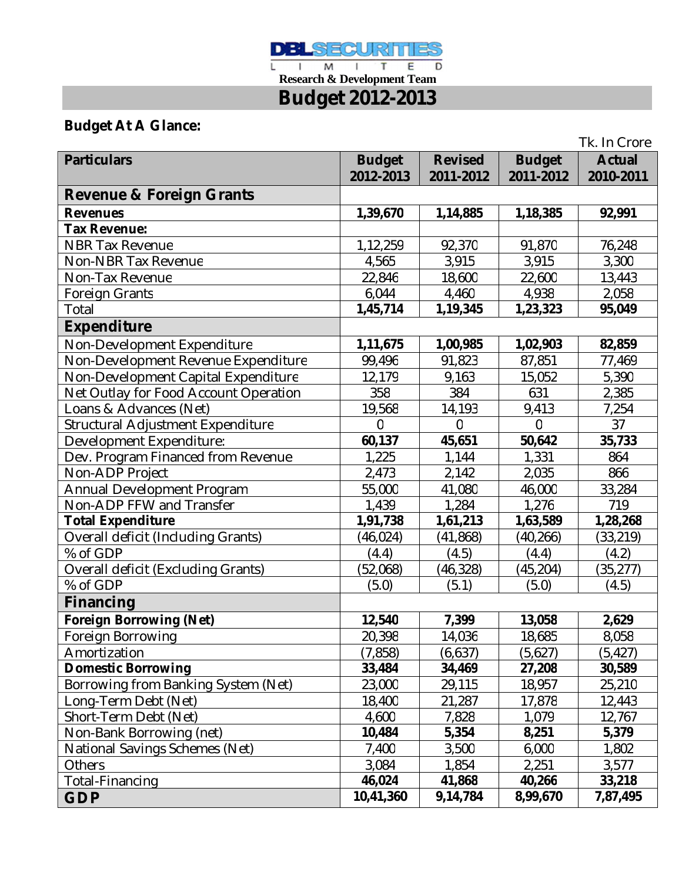DBL SECURITIES LIMITED

Research & Development Team

# Budget 2012-2013

## Budget At A Glance:

Tk. In Crore

| Particulars | Budget 2012-2013 | Revised 2011-2012 | Budget 2011-2012 | Actual 2010-2011 |
|---|---|---|---|---|
| **Revenue & Foreign Grants** | | | | |
| **Revenues** | **1,39,670** | **1,14,885** | **1,18,385** | **92,991** |
| **Tax Revenue:** | | | | |
| NBR Tax Revenue | 1,12,259 | 92,370 | 91,870 | 76,248 |
| Non-NBR Tax Revenue | 4,565 | 3,915 | 3,915 | 3,300 |
| Non-Tax Revenue | 22,846 | 18,600 | 22,600 | 13,443 |
| Foreign Grants | 6,044 | 4,460 | 4,938 | 2,058 |
| Total | **1,45,714** | **1,19,345** | **1,23,323** | **95,049** |
| **Expenditure** | | | | |
| Non-Development Expenditure | **1,11,675** | **1,00,985** | **1,02,903** | **82,859** |
| Non-Development Revenue Expenditure | 99,496 | 91,823 | 87,851 | 77,469 |
| Non-Development Capital Expenditure | 12,179 | 9,163 | 15,052 | 5,390 |
| Net Outlay for Food Account Operation | 358 | 384 | 631 | 2,385 |
| Loans & Advances (Net) | 19,568 | 14,193 | 9,413 | 7,254 |
| Structural Adjustment Expenditure | 0 | 0 | 0 | 37 |
| Development Expenditure: | **60,137** | **45,651** | **50,642** | **35,733** |
| Dev. Program Financed from Revenue | 1,225 | 1,144 | 1,331 | 864 |
| Non-ADP Project | 2,473 | 2,142 | 2,035 | 866 |
| Annual Development Program | 55,000 | 41,080 | 46,000 | 33,284 |
| Non-ADP FFW and Transfer | 1,439 | 1,284 | 1,276 | 719 |
| **Total Expenditure** | **1,91,738** | **1,61,213** | **1,63,589** | **1,28,268** |
| Overall deficit (Including Grants) | (46,024) | (41,868) | (40,266) | (33,219) |
| % of GDP | (4.4) | (4.5) | (4.4) | (4.2) |
| Overall deficit (Excluding Grants) | (52,068) | (46,328) | (45,204) | (35,277) |
| % of GDP | (5.0) | (5.1) | (5.0) | (4.5) |
| **Financing** | | | | |
| **Foreign Borrowing (Net)** | **12,540** | **7,399** | **13,058** | **2,629** |
| Foreign Borrowing | 20,398 | 14,036 | 18,685 | 8,058 |
| Amortization | (7,858) | (6,637) | (5,627) | (5,427) |
| **Domestic Borrowing** | **33,484** | **34,469** | **27,208** | **30,589** |
| Borrowing from Banking System (Net) | 23,000 | 29,115 | 18,957 | 25,210 |
| Long-Term Debt (Net) | 18,400 | 21,287 | 17,878 | 12,443 |
| Short-Term Debt (Net) | 4,600 | 7,828 | 1,079 | 12,767 |
| Non-Bank Borrowing (net) | **10,484** | **5,354** | **8,251** | **5,379** |
| National Savings Schemes (Net) | 7,400 | 3,500 | 6,000 | 1,802 |
| Others | 3,084 | 1,854 | 2,251 | 3,577 |
| Total-Financing | **46,024** | **41,868** | **40,266** | **33,218** |
| **GDP** | **10,41,360** | **9,14,784** | **8,99,670** | **7,87,495** |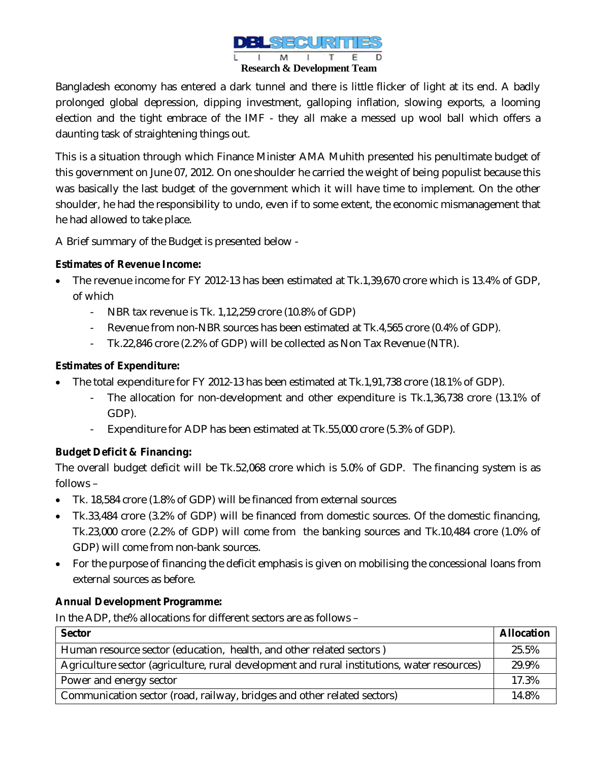Bangladesh economy has entered a dark tunnel and there is little flicker of light at its end. A badly prolonged global depression, dipping investment, galloping inflation, slowing exports, a looming election and the tight embrace of the IMF - they all make a messed up wool ball which offers a daunting task of straightening things out.

This is a situation through which Finance Minister AMA Muhith presented his penultimate budget of this government on June 07, 2012. On one shoulder he carried the weight of being populist because this was basically the last budget of the government which it will have time to implement. On the other shoulder, he had the responsibility to undo, even if to some extent, the economic mismanagement that he had allowed to take place.

A Brief summary of the Budget is presented below -

**Estimates of Revenue Income:**

- The revenue income for FY 2012-13 has been estimated at Tk.1,39,670 crore which is 13.4% of GDP, of which
  - NBR tax revenue is Tk. 1,12,259 crore (10.8% of GDP)
  - Revenue from non-NBR sources has been estimated at Tk.4,565 crore (0.4% of GDP).
  - Tk.22,846 crore (2.2% of GDP) will be collected as Non Tax Revenue (NTR).

**Estimates of Expenditure:**

- The total expenditure for FY 2012-13 has been estimated at Tk.1,91,738 crore (18.1% of GDP).
  - The allocation for non-development and other expenditure is Tk.1,36,738 crore (13.1% of GDP).
  - Expenditure for ADP has been estimated at Tk.55,000 crore (5.3% of GDP).

**Budget Deficit & Financing:**

The overall budget deficit will be Tk.52,068 crore which is 5.0% of GDP. The financing system is as follows –

- Tk. 18,584 crore (1.8% of GDP) will be financed from external sources
- Tk.33,484 crore (3.2% of GDP) will be financed from domestic sources. Of the domestic financing, Tk.23,000 crore (2.2% of GDP) will come from the banking sources and Tk.10,484 crore (1.0% of GDP) will come from non-bank sources.
- For the purpose of financing the deficit emphasis is given on mobilising the concessional loans from external sources as before.

**Annual Development Programme:**

In the ADP, the% allocations for different sectors are as follows –

| Sector | Allocation |
|---|---|
| Human resource sector (education, health, and other related sectors ) | 25.5% |
| Agriculture sector (agriculture, rural development and rural institutions, water resources) | 29.9% |
| Power and energy sector | 17.3% |
| Communication sector (road, railway, bridges and other related sectors) | 14.8% |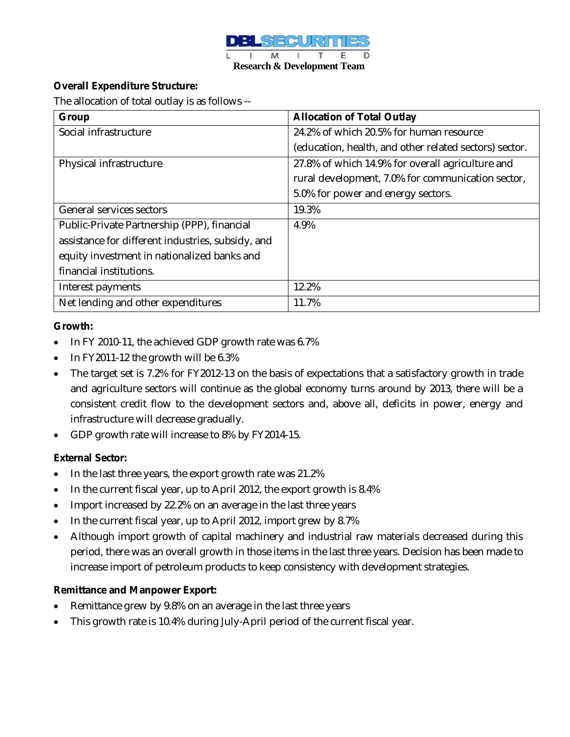**Overall Expenditure Structure:**

The allocation of total outlay is as follows --

| Group | Allocation of Total Outlay |
|---|---|
| Social infrastructure | 24.2% of which 20.5% for human resource (education, health, and other related sectors) sector. |
| Physical infrastructure | 27.8% of which 14.9% for overall agriculture and rural development, 7.0% for communication sector, 5.0% for power and energy sectors. |
| General services sectors | 19.3% |
| Public-Private Partnership (PPP), financial assistance for different industries, subsidy, and equity investment in nationalized banks and financial institutions. | 4.9% |
| Interest payments | 12.2% |
| Net lending and other expenditures | 11.7% |

**Growth:**

- In FY 2010-11, the achieved GDP growth rate was 6.7%
- In FY2011-12 the growth will be 6.3%
- The target set is 7.2% for FY2012-13 on the basis of expectations that a satisfactory growth in trade and agriculture sectors will continue as the global economy turns around by 2013, there will be a consistent credit flow to the development sectors and, above all, deficits in power, energy and infrastructure will decrease gradually.
- GDP growth rate will increase to 8% by FY2014-15.

**External Sector:**

- In the last three years, the export growth rate was 21.2%
- In the current fiscal year, up to April 2012, the export growth is 8.4%
- Import increased by 22.2% on an average in the last three years
- In the current fiscal year, up to April 2012, import grew by 8.7%
- Although import growth of capital machinery and industrial raw materials decreased during this period, there was an overall growth in those items in the last three years. Decision has been made to increase import of petroleum products to keep consistency with development strategies.

**Remittance and Manpower Export:**

- Remittance grew by 9.8% on an average in the last three years
- This growth rate is 10.4% during July-April period of the current fiscal year.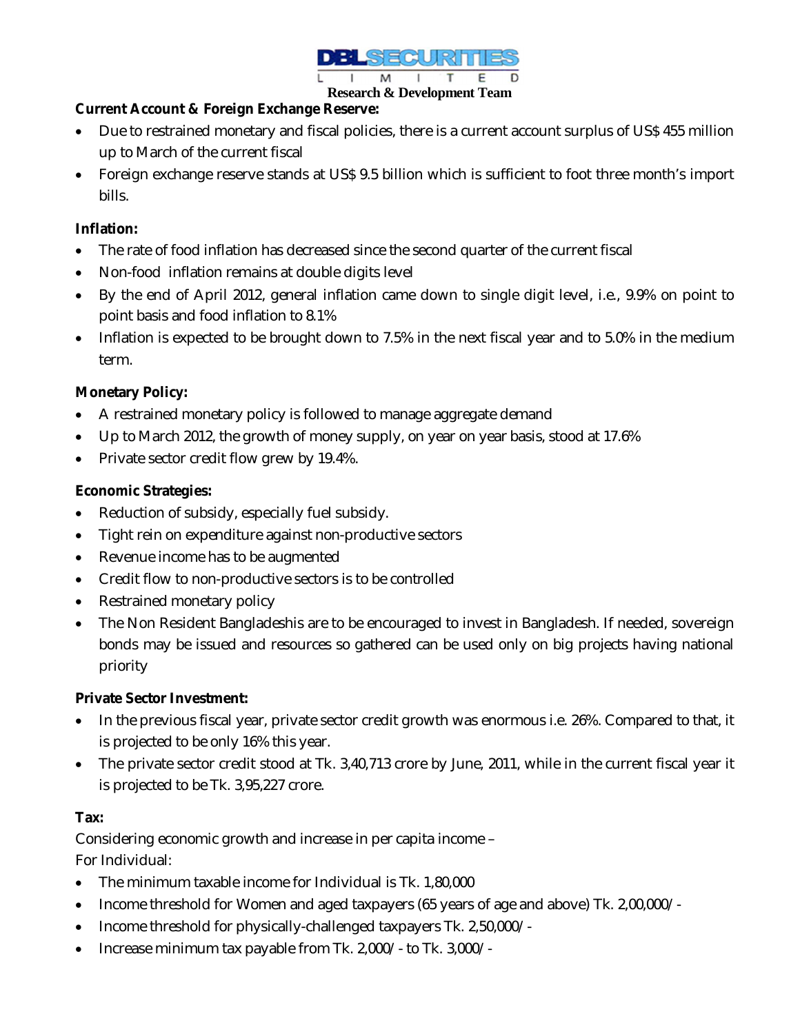**Current Account & Foreign Exchange Reserve:**

- Due to restrained monetary and fiscal policies, there is a current account surplus of US$ 455 million up to March of the current fiscal
- Foreign exchange reserve stands at US$ 9.5 billion which is sufficient to foot three month's import bills.

**Inflation:**

- The rate of food inflation has decreased since the second quarter of the current fiscal
- Non-food inflation remains at double digits level
- By the end of April 2012, general inflation came down to single digit level, i.e., 9.9% on point to point basis and food inflation to 8.1%
- Inflation is expected to be brought down to 7.5% in the next fiscal year and to 5.0% in the medium term.

**Monetary Policy:**

- A restrained monetary policy is followed to manage aggregate demand
- Up to March 2012, the growth of money supply, on year on year basis, stood at 17.6%
- Private sector credit flow grew by 19.4%.

**Economic Strategies:**

- Reduction of subsidy, especially fuel subsidy.
- Tight rein on expenditure against non-productive sectors
- Revenue income has to be augmented
- Credit flow to non-productive sectors is to be controlled
- Restrained monetary policy
- The Non Resident Bangladeshis are to be encouraged to invest in Bangladesh. If needed, sovereign bonds may be issued and resources so gathered can be used only on big projects having national priority

**Private Sector Investment:**

- In the previous fiscal year, private sector credit growth was enormous i.e. 26%. Compared to that, it is projected to be only 16% this year.
- The private sector credit stood at Tk. 3,40,713 crore by June, 2011, while in the current fiscal year it is projected to be Tk. 3,95,227 crore.

**Tax:**

Considering economic growth and increase in per capita income –
For Individual:

- The minimum taxable income for Individual is Tk. 1,80,000
- Income threshold for Women and aged taxpayers (65 years of age and above) Tk. 2,00,000/-
- Income threshold for physically-challenged taxpayers Tk. 2,50,000/-
- Increase minimum tax payable from Tk. 2,000/- to Tk. 3,000/-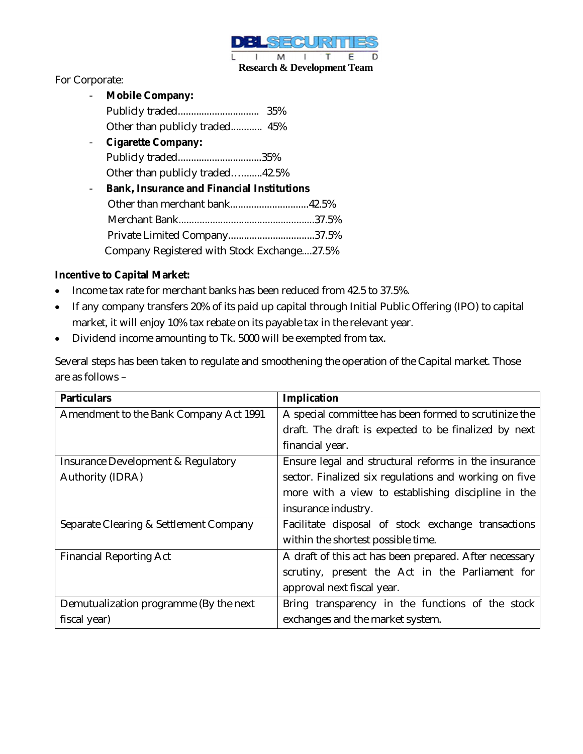For Corporate:

- **Mobile Company:**
  Publicly traded.............................. 35%
  Other than publicly traded........... 45%
- **Cigarette Company:**
  Publicly traded................................35%
  Other than publicly traded…........42.5%
- **Bank, Insurance and Financial Institutions**
  Other than merchant bank.............................42.5%
  Merchant Bank...................................................37.5%
  Private Limited Company.................................37.5%
  Company Registered with Stock Exchange....27.5%

**Incentive to Capital Market:**

- Income tax rate for merchant banks has been reduced from 42.5 to 37.5%.
- If any company transfers 20% of its paid up capital through Initial Public Offering (IPO) to capital market, it will enjoy 10% tax rebate on its payable tax in the relevant year.
- Dividend income amounting to Tk. 5000 will be exempted from tax.

Several steps has been taken to regulate and smoothening the operation of the Capital market. Those are as follows –

| **Particulars** | **Implication** |
| --- | --- |
| Amendment to the Bank Company Act 1991 | A special committee has been formed to scrutinize the draft. The draft is expected to be finalized by next financial year. |
| Insurance Development & Regulatory Authority (IDRA) | Ensure legal and structural reforms in the insurance sector. Finalized six regulations and working on five more with a view to establishing discipline in the insurance industry. |
| Separate Clearing & Settlement Company | Facilitate disposal of stock exchange transactions within the shortest possible time. |
| Financial Reporting Act | A draft of this act has been prepared. After necessary scrutiny, present the Act in the Parliament for approval next fiscal year. |
| Demutualization programme (By the next fiscal year) | Bring transparency in the functions of the stock exchanges and the market system. |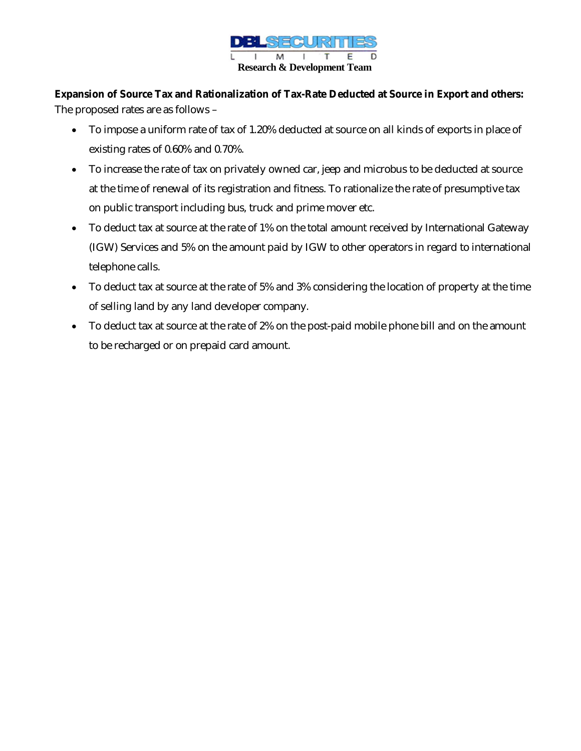**Expansion of Source Tax and Rationalization of Tax-Rate Deducted at Source in Export and others:**
The proposed rates are as follows –

- To impose a uniform rate of tax of 1.20% deducted at source on all kinds of exports in place of existing rates of 0.60% and 0.70%.
- To increase the rate of tax on privately owned car, jeep and microbus to be deducted at source at the time of renewal of its registration and fitness. To rationalize the rate of presumptive tax on public transport including bus, truck and prime mover etc.
- To deduct tax at source at the rate of 1% on the total amount received by International Gateway (IGW) Services and 5% on the amount paid by IGW to other operators in regard to international telephone calls.
- To deduct tax at source at the rate of 5% and 3% considering the location of property at the time of selling land by any land developer company.
- To deduct tax at source at the rate of 2% on the post-paid mobile phone bill and on the amount to be recharged or on prepaid card amount.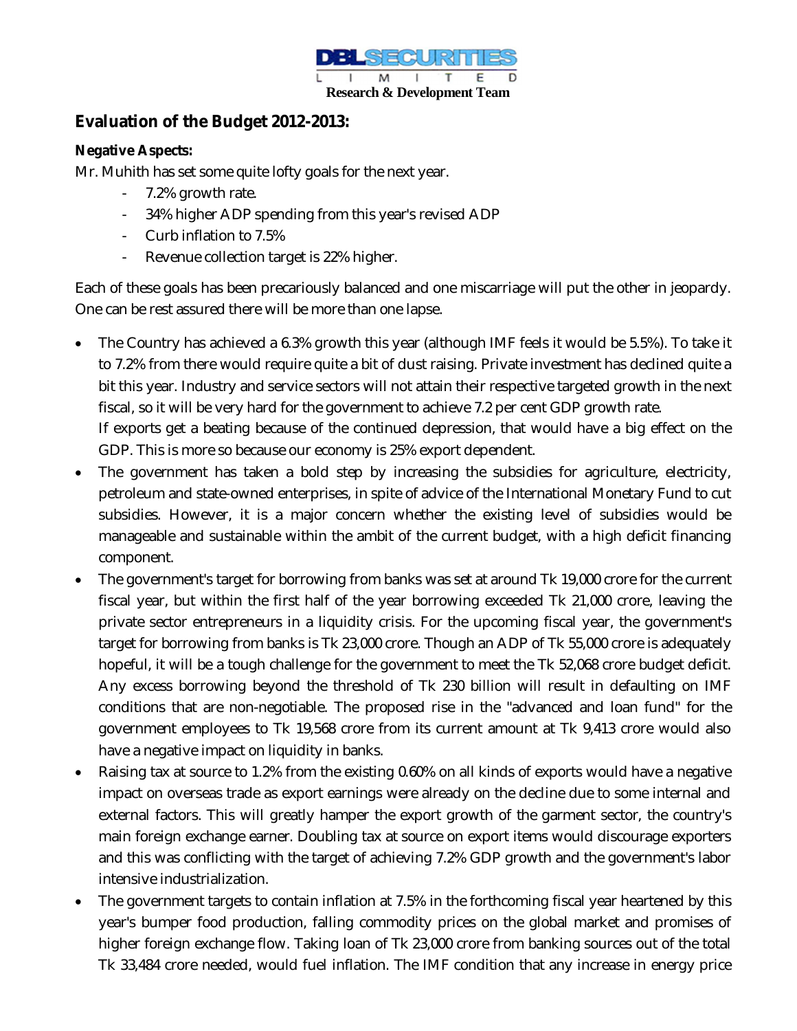## Evaluation of the Budget 2012-2013:

**Negative Aspects:**

Mr. Muhith has set some quite lofty goals for the next year.

- 7.2% growth rate.
- 34% higher ADP spending from this year's revised ADP
- Curb inflation to 7.5%
- Revenue collection target is 22% higher.

Each of these goals has been precariously balanced and one miscarriage will put the other in jeopardy. One can be rest assured there will be more than one lapse.

- The Country has achieved a 6.3% growth this year (although IMF feels it would be 5.5%). To take it to 7.2% from there would require quite a bit of dust raising. Private investment has declined quite a bit this year. Industry and service sectors will not attain their respective targeted growth in the next fiscal, so it will be very hard for the government to achieve 7.2 per cent GDP growth rate.
  If exports get a beating because of the continued depression, that would have a big effect on the GDP. This is more so because our economy is 25% export dependent.
- The government has taken a bold step by increasing the subsidies for agriculture, electricity, petroleum and state-owned enterprises, in spite of advice of the International Monetary Fund to cut subsidies. However, it is a major concern whether the existing level of subsidies would be manageable and sustainable within the ambit of the current budget, with a high deficit financing component.
- The government's target for borrowing from banks was set at around Tk 19,000 crore for the current fiscal year, but within the first half of the year borrowing exceeded Tk 21,000 crore, leaving the private sector entrepreneurs in a liquidity crisis. For the upcoming fiscal year, the government's target for borrowing from banks is Tk 23,000 crore. Though an ADP of Tk 55,000 crore is adequately hopeful, it will be a tough challenge for the government to meet the Tk 52,068 crore budget deficit. Any excess borrowing beyond the threshold of Tk 230 billion will result in defaulting on IMF conditions that are non-negotiable. The proposed rise in the "advanced and loan fund" for the government employees to Tk 19,568 crore from its current amount at Tk 9,413 crore would also have a negative impact on liquidity in banks.
- Raising tax at source to 1.2% from the existing 0.60% on all kinds of exports would have a negative impact on overseas trade as export earnings were already on the decline due to some internal and external factors. This will greatly hamper the export growth of the garment sector, the country's main foreign exchange earner. Doubling tax at source on export items would discourage exporters and this was conflicting with the target of achieving 7.2% GDP growth and the government's labor intensive industrialization.
- The government targets to contain inflation at 7.5% in the forthcoming fiscal year heartened by this year's bumper food production, falling commodity prices on the global market and promises of higher foreign exchange flow. Taking loan of Tk 23,000 crore from banking sources out of the total Tk 33,484 crore needed, would fuel inflation. The IMF condition that any increase in energy price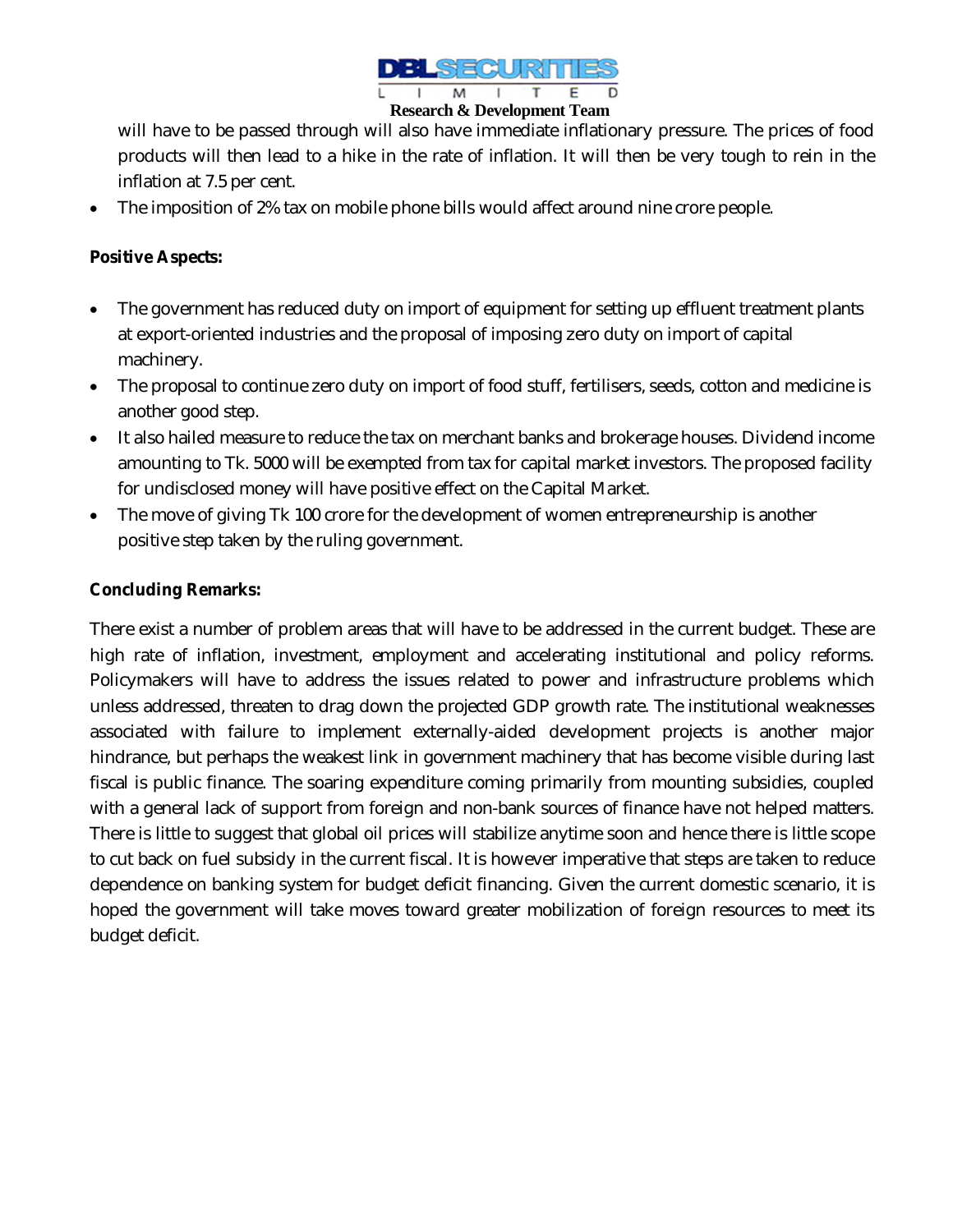will have to be passed through will also have immediate inflationary pressure. The prices of food products will then lead to a hike in the rate of inflation. It will then be very tough to rein in the inflation at 7.5 per cent.

- The imposition of 2% tax on mobile phone bills would affect around nine crore people.

**Positive Aspects:**

- The government has reduced duty on import of equipment for setting up effluent treatment plants at export-oriented industries and the proposal of imposing zero duty on import of capital machinery.
- The proposal to continue zero duty on import of food stuff, fertilisers, seeds, cotton and medicine is another good step.
- It also hailed measure to reduce the tax on merchant banks and brokerage houses. Dividend income amounting to Tk. 5000 will be exempted from tax for capital market investors. The proposed facility for undisclosed money will have positive effect on the Capital Market.
- The move of giving Tk 100 crore for the development of women entrepreneurship is another positive step taken by the ruling government.

**Concluding Remarks:**

There exist a number of problem areas that will have to be addressed in the current budget. These are high rate of inflation, investment, employment and accelerating institutional and policy reforms. Policymakers will have to address the issues related to power and infrastructure problems which unless addressed, threaten to drag down the projected GDP growth rate. The institutional weaknesses associated with failure to implement externally-aided development projects is another major hindrance, but perhaps the weakest link in government machinery that has become visible during last fiscal is public finance. The soaring expenditure coming primarily from mounting subsidies, coupled with a general lack of support from foreign and non-bank sources of finance have not helped matters. There is little to suggest that global oil prices will stabilize anytime soon and hence there is little scope to cut back on fuel subsidy in the current fiscal. It is however imperative that steps are taken to reduce dependence on banking system for budget deficit financing. Given the current domestic scenario, it is hoped the government will take moves toward greater mobilization of foreign resources to meet its budget deficit.